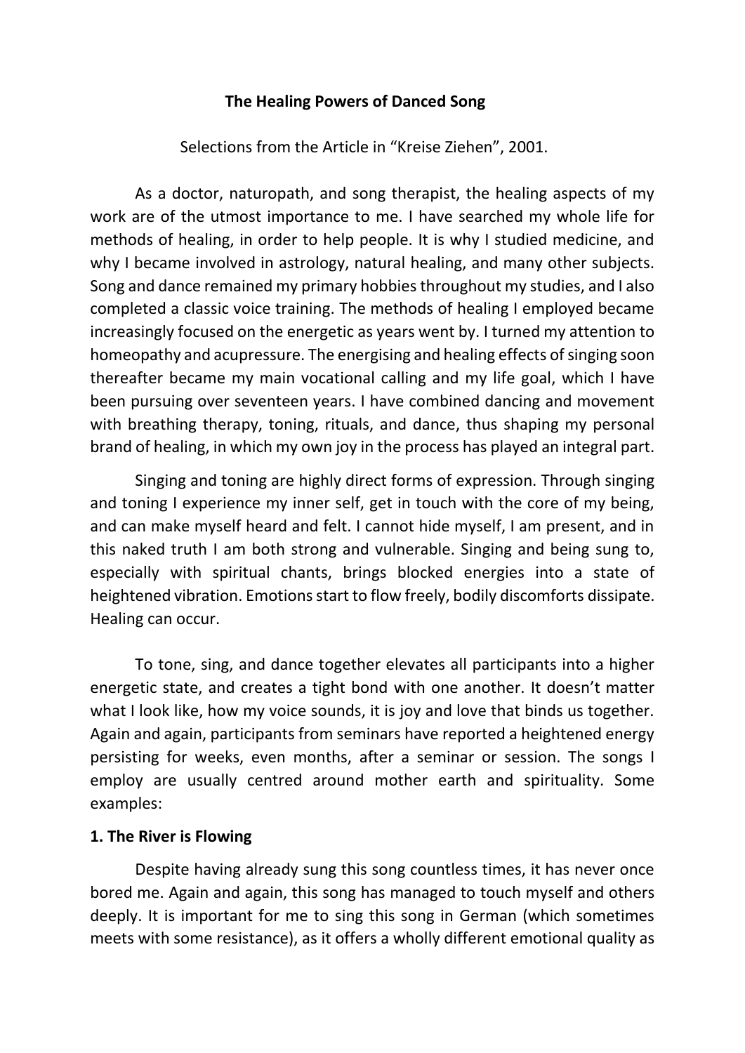# The Healing Powers of Danced Song

Selections from the Article in "Kreise Ziehen", 2001.

As a doctor, naturopath, and song therapist, the healing aspects of my work are of the utmost importance to me. I have searched my whole life for methods of healing, in order to help people. It is why I studied medicine, and why I became involved in astrology, natural healing, and many other subjects. Song and dance remained my primary hobbies throughout my studies, and I also completed a classic voice training. The methods of healing I employed became increasingly focused on the energetic as years went by. I turned my attention to homeopathy and acupressure. The energising and healing effects of singing soon thereafter became my main vocational calling and my life goal, which I have been pursuing over seventeen years. I have combined dancing and movement with breathing therapy, toning, rituals, and dance, thus shaping my personal brand of healing, in which my own joy in the process has played an integral part.

Singing and toning are highly direct forms of expression. Through singing and toning I experience my inner self, get in touch with the core of my being, and can make myself heard and felt. I cannot hide myself, I am present, and in this naked truth I am both strong and vulnerable. Singing and being sung to, especially with spiritual chants, brings blocked energies into a state of heightened vibration. Emotions start to flow freely, bodily discomforts dissipate. Healing can occur.

To tone, sing, and dance together elevates all participants into a higher energetic state, and creates a tight bond with one another. It doesn't matter what I look like, how my voice sounds, it is joy and love that binds us together. Again and again, participants from seminars have reported a heightened energy persisting for weeks, even months, after a seminar or session. The songs I employ are usually centred around mother earth and spirituality. Some examples:

**1. The River is Flowing**

Despite having already sung this song countless times, it has never once bored me. Again and again, this song has managed to touch myself and others deeply. It is important for me to sing this song in German (which sometimes meets with some resistance), as it offers a wholly different emotional quality as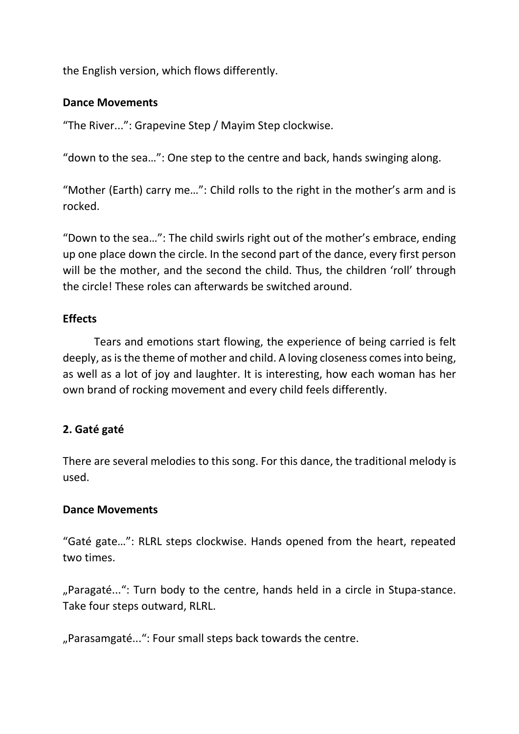the English version, which flows differently.

**Dance Movements**

“The River...”: Grapevine Step / Mayim Step clockwise.

“down to the sea…”: One step to the centre and back, hands swinging along.

“Mother (Earth) carry me…”: Child rolls to the right in the mother’s arm and is rocked.

“Down to the sea…”: The child swirls right out of the mother’s embrace, ending up one place down the circle. In the second part of the dance, every first person will be the mother, and the second the child. Thus, the children ‘roll’ through the circle! These roles can afterwards be switched around.

**Effects**

Tears and emotions start flowing, the experience of being carried is felt deeply, as is the theme of mother and child. A loving closeness comes into being, as well as a lot of joy and laughter. It is interesting, how each woman has her own brand of rocking movement and every child feels differently.

## 2. Gaté gaté

There are several melodies to this song. For this dance, the traditional melody is used.

**Dance Movements**

“Gaté gate…”: RLRL steps clockwise. Hands opened from the heart, repeated two times.

„Paragaté...“: Turn body to the centre, hands held in a circle in Stupa-stance. Take four steps outward, RLRL.

„Parasamgaté...“: Four small steps back towards the centre.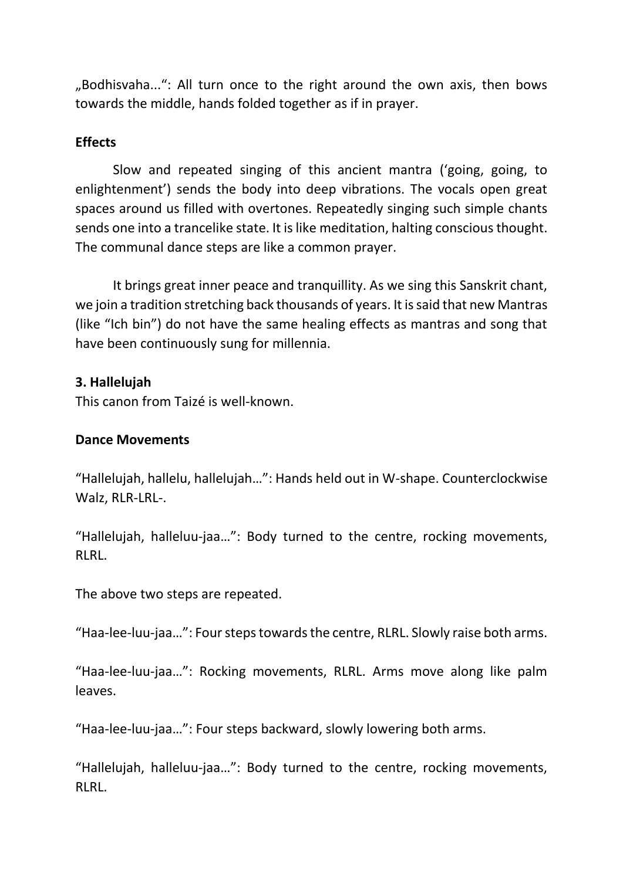„Bodhisvaha...“: All turn once to the right around the own axis, then bows towards the middle, hands folded together as if in prayer.

**Effects**

Slow and repeated singing of this ancient mantra (‘going, going, to enlightenment’) sends the body into deep vibrations. The vocals open great spaces around us filled with overtones. Repeatedly singing such simple chants sends one into a trancelike state. It is like meditation, halting conscious thought. The communal dance steps are like a common prayer.

It brings great inner peace and tranquillity. As we sing this Sanskrit chant, we join a tradition stretching back thousands of years. It is said that new Mantras (like “Ich bin”) do not have the same healing effects as mantras and song that have been continuously sung for millennia.

**3. Hallelujah**

This canon from Taizé is well-known.

**Dance Movements**

“Hallelujah, hallelu, hallelujah…”: Hands held out in W-shape. Counterclockwise Walz, RLR-LRL-.

“Hallelujah, halleluu-jaa…”: Body turned to the centre, rocking movements, RLRL.

The above two steps are repeated.

“Haa-lee-luu-jaa…”: Four steps towards the centre, RLRL. Slowly raise both arms.

“Haa-lee-luu-jaa…”: Rocking movements, RLRL. Arms move along like palm leaves.

“Haa-lee-luu-jaa…”: Four steps backward, slowly lowering both arms.

“Hallelujah, halleluu-jaa…”: Body turned to the centre, rocking movements, RLRL.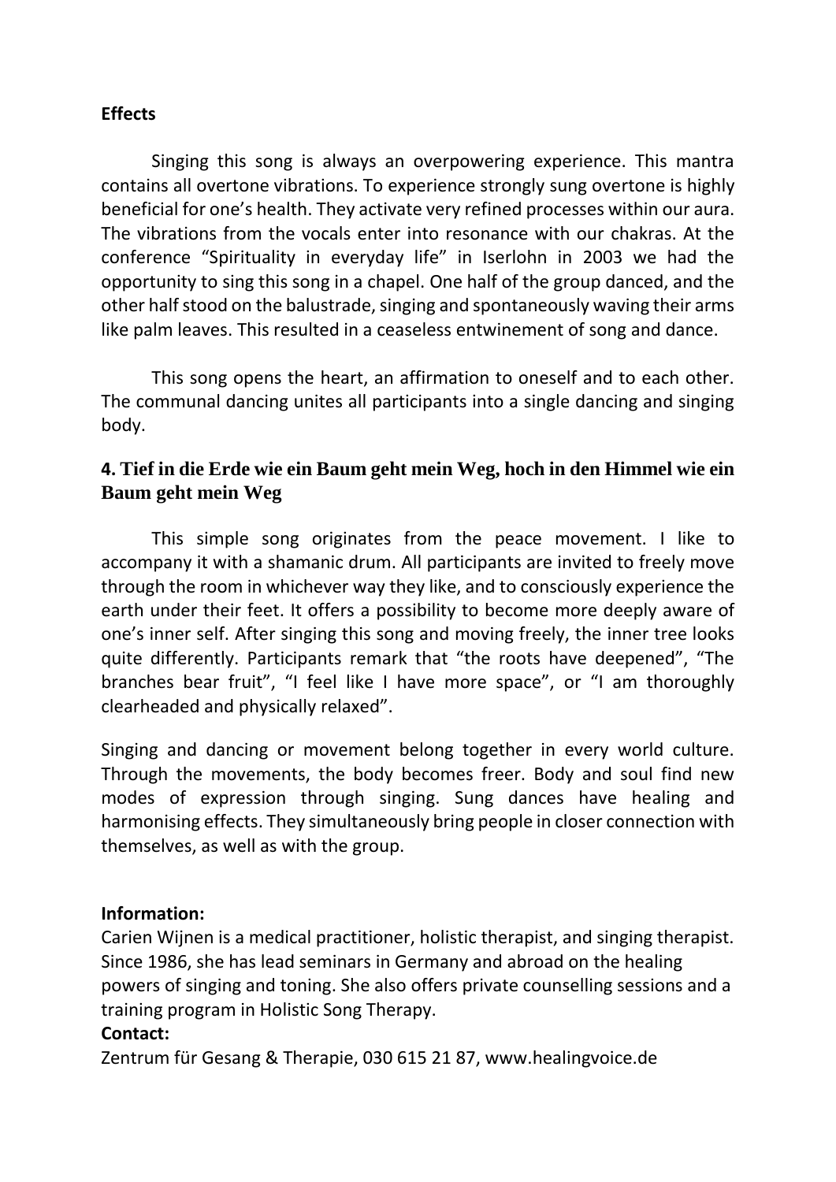**Effects**

Singing this song is always an overpowering experience. This mantra contains all overtone vibrations. To experience strongly sung overtone is highly beneficial for one's health. They activate very refined processes within our aura. The vibrations from the vocals enter into resonance with our chakras. At the conference "Spirituality in everyday life" in Iserlohn in 2003 we had the opportunity to sing this song in a chapel. One half of the group danced, and the other half stood on the balustrade, singing and spontaneously waving their arms like palm leaves. This resulted in a ceaseless entwinement of song and dance.

This song opens the heart, an affirmation to oneself and to each other. The communal dancing unites all participants into a single dancing and singing body.

### 4. Tief in die Erde wie ein Baum geht mein Weg, hoch in den Himmel wie ein Baum geht mein Weg

This simple song originates from the peace movement. I like to accompany it with a shamanic drum. All participants are invited to freely move through the room in whichever way they like, and to consciously experience the earth under their feet. It offers a possibility to become more deeply aware of one's inner self. After singing this song and moving freely, the inner tree looks quite differently. Participants remark that "the roots have deepened", "The branches bear fruit", "I feel like I have more space", or "I am thoroughly clearheaded and physically relaxed".

Singing and dancing or movement belong together in every world culture. Through the movements, the body becomes freer. Body and soul find new modes of expression through singing. Sung dances have healing and harmonising effects. They simultaneously bring people in closer connection with themselves, as well as with the group.

**Information:**
Carien Wijnen is a medical practitioner, holistic therapist, and singing therapist. Since 1986, she has lead seminars in Germany and abroad on the healing powers of singing and toning. She also offers private counselling sessions and a training program in Holistic Song Therapy.

**Contact:**
Zentrum für Gesang & Therapie, 030 615 21 87, www.healingvoice.de